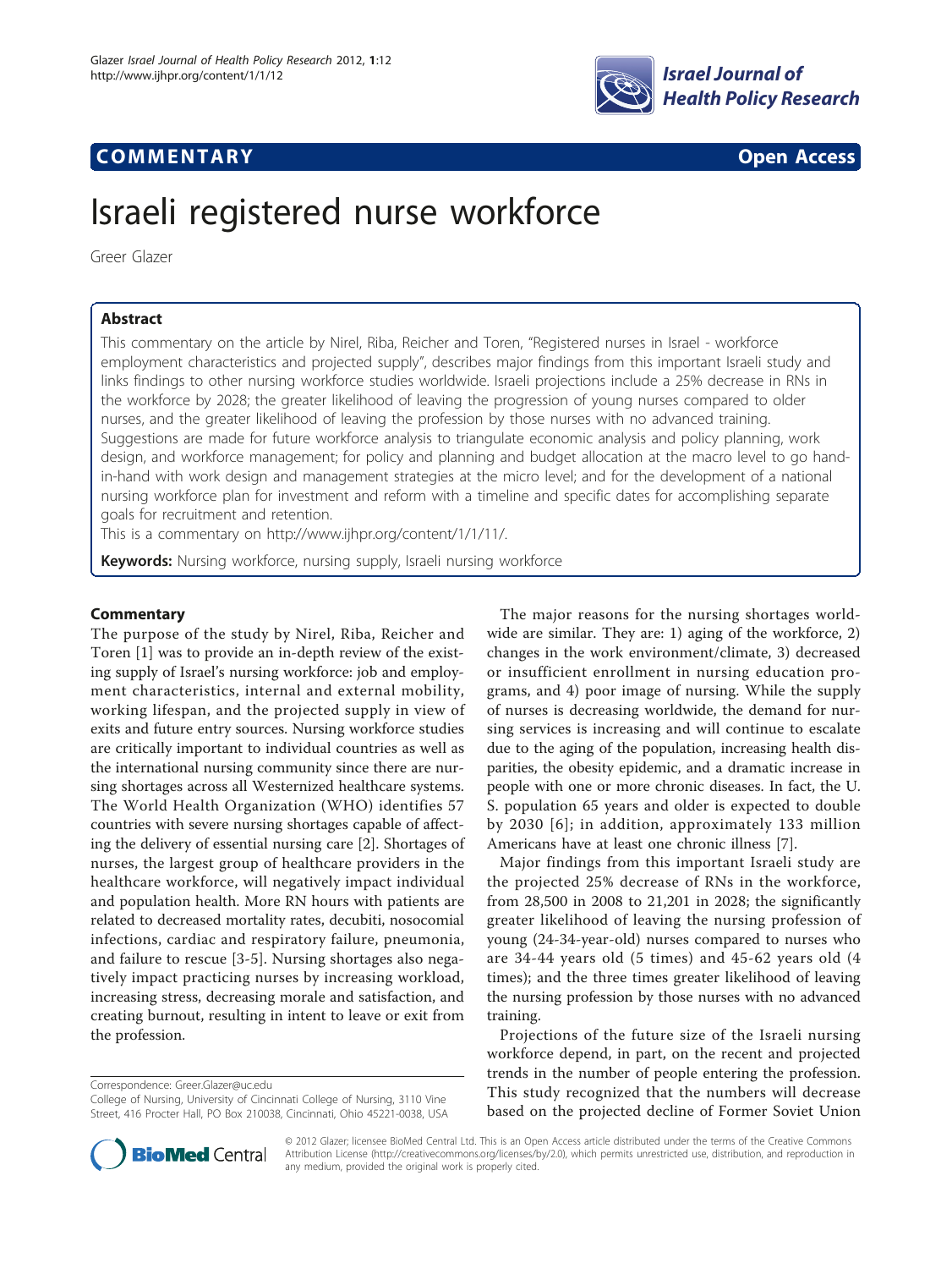**COMMENTARY** **Open Access**

# Israeli registered nurse workforce

Greer Glazer

## Abstract

This commentary on the article by Nirel, Riba, Reicher and Toren, "Registered nurses in Israel - workforce employment characteristics and projected supply", describes major findings from this important Israeli study and links findings to other nursing workforce studies worldwide. Israeli projections include a 25% decrease in RNs in the workforce by 2028; the greater likelihood of leaving the progression of young nurses compared to older nurses, and the greater likelihood of leaving the profession by those nurses with no advanced training. Suggestions are made for future workforce analysis to triangulate economic analysis and policy planning, work design, and workforce management; for policy and planning and budget allocation at the macro level to go hand-in-hand with work design and management strategies at the micro level; and for the development of a national nursing workforce plan for investment and reform with a timeline and specific dates for accomplishing separate goals for recruitment and retention.

This is a commentary on http://www.ijhpr.org/content/1/1/11/.

**Keywords:** Nursing workforce, nursing supply, Israeli nursing workforce

## Commentary

The purpose of the study by Nirel, Riba, Reicher and Toren [1] was to provide an in-depth review of the existing supply of Israel's nursing workforce: job and employment characteristics, internal and external mobility, working lifespan, and the projected supply in view of exits and future entry sources. Nursing workforce studies are critically important to individual countries as well as the international nursing community since there are nursing shortages across all Westernized healthcare systems. The World Health Organization (WHO) identifies 57 countries with severe nursing shortages capable of affecting the delivery of essential nursing care [2]. Shortages of nurses, the largest group of healthcare providers in the healthcare workforce, will negatively impact individual and population health. More RN hours with patients are related to decreased mortality rates, decubiti, nosocomial infections, cardiac and respiratory failure, pneumonia, and failure to rescue [3-5]. Nursing shortages also negatively impact practicing nurses by increasing workload, increasing stress, decreasing morale and satisfaction, and creating burnout, resulting in intent to leave or exit from the profession.

The major reasons for the nursing shortages worldwide are similar. They are: 1) aging of the workforce, 2) changes in the work environment/climate, 3) decreased or insufficient enrollment in nursing education programs, and 4) poor image of nursing. While the supply of nurses is decreasing worldwide, the demand for nursing services is increasing and will continue to escalate due to the aging of the population, increasing health disparities, the obesity epidemic, and a dramatic increase in people with one or more chronic diseases. In fact, the U.S. population 65 years and older is expected to double by 2030 [6]; in addition, approximately 133 million Americans have at least one chronic illness [7].

Major findings from this important Israeli study are the projected 25% decrease of RNs in the workforce, from 28,500 in 2008 to 21,201 in 2028; the significantly greater likelihood of leaving the nursing profession of young (24-34-year-old) nurses compared to nurses who are 34-44 years old (5 times) and 45-62 years old (4 times); and the three times greater likelihood of leaving the nursing profession by those nurses with no advanced training.

Projections of the future size of the Israeli nursing workforce depend, in part, on the recent and projected trends in the number of people entering the profession. This study recognized that the numbers will decrease based on the projected decline of Former Soviet Union

Correspondence: Greer.Glazer@uc.edu
College of Nursing, University of Cincinnati College of Nursing, 3110 Vine Street, 416 Procter Hall, PO Box 210038, Cincinnati, Ohio 45221-0038, USA

© 2012 Glazer; licensee BioMed Central Ltd. This is an Open Access article distributed under the terms of the Creative Commons Attribution License (http://creativecommons.org/licenses/by/2.0), which permits unrestricted use, distribution, and reproduction in any medium, provided the original work is properly cited.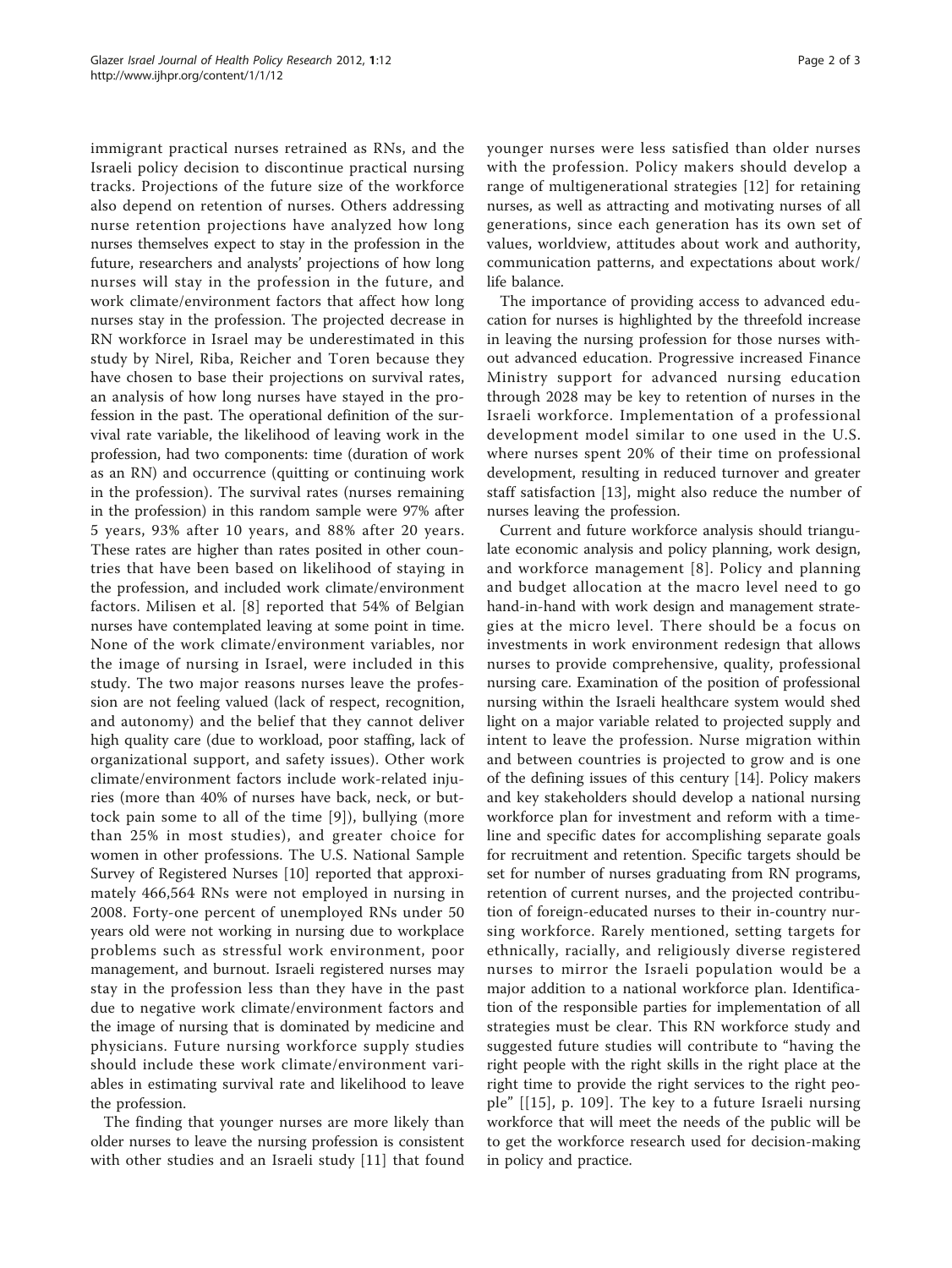immigrant practical nurses retrained as RNs, and the Israeli policy decision to discontinue practical nursing tracks. Projections of the future size of the workforce also depend on retention of nurses. Others addressing nurse retention projections have analyzed how long nurses themselves expect to stay in the profession in the future, researchers and analysts' projections of how long nurses will stay in the profession in the future, and work climate/environment factors that affect how long nurses stay in the profession. The projected decrease in RN workforce in Israel may be underestimated in this study by Nirel, Riba, Reicher and Toren because they have chosen to base their projections on survival rates, an analysis of how long nurses have stayed in the profession in the past. The operational definition of the survival rate variable, the likelihood of leaving work in the profession, had two components: time (duration of work as an RN) and occurrence (quitting or continuing work in the profession). The survival rates (nurses remaining in the profession) in this random sample were 97% after 5 years, 93% after 10 years, and 88% after 20 years. These rates are higher than rates posited in other countries that have been based on likelihood of staying in the profession, and included work climate/environment factors. Milisen et al. [8] reported that 54% of Belgian nurses have contemplated leaving at some point in time. None of the work climate/environment variables, nor the image of nursing in Israel, were included in this study. The two major reasons nurses leave the profession are not feeling valued (lack of respect, recognition, and autonomy) and the belief that they cannot deliver high quality care (due to workload, poor staffing, lack of organizational support, and safety issues). Other work climate/environment factors include work-related injuries (more than 40% of nurses have back, neck, or buttock pain some to all of the time [9]), bullying (more than 25% in most studies), and greater choice for women in other professions. The U.S. National Sample Survey of Registered Nurses [10] reported that approximately 466,564 RNs were not employed in nursing in 2008. Forty-one percent of unemployed RNs under 50 years old were not working in nursing due to workplace problems such as stressful work environment, poor management, and burnout. Israeli registered nurses may stay in the profession less than they have in the past due to negative work climate/environment factors and the image of nursing that is dominated by medicine and physicians. Future nursing workforce supply studies should include these work climate/environment variables in estimating survival rate and likelihood to leave the profession.

The finding that younger nurses are more likely than older nurses to leave the nursing profession is consistent with other studies and an Israeli study [11] that found younger nurses were less satisfied than older nurses with the profession. Policy makers should develop a range of multigenerational strategies [12] for retaining nurses, as well as attracting and motivating nurses of all generations, since each generation has its own set of values, worldview, attitudes about work and authority, communication patterns, and expectations about work/life balance.

The importance of providing access to advanced education for nurses is highlighted by the threefold increase in leaving the nursing profession for those nurses without advanced education. Progressive increased Finance Ministry support for advanced nursing education through 2028 may be key to retention of nurses in the Israeli workforce. Implementation of a professional development model similar to one used in the U.S. where nurses spent 20% of their time on professional development, resulting in reduced turnover and greater staff satisfaction [13], might also reduce the number of nurses leaving the profession.

Current and future workforce analysis should triangulate economic analysis and policy planning, work design, and workforce management [8]. Policy and planning and budget allocation at the macro level need to go hand-in-hand with work design and management strategies at the micro level. There should be a focus on investments in work environment redesign that allows nurses to provide comprehensive, quality, professional nursing care. Examination of the position of professional nursing within the Israeli healthcare system would shed light on a major variable related to projected supply and intent to leave the profession. Nurse migration within and between countries is projected to grow and is one of the defining issues of this century [14]. Policy makers and key stakeholders should develop a national nursing workforce plan for investment and reform with a timeline and specific dates for accomplishing separate goals for recruitment and retention. Specific targets should be set for number of nurses graduating from RN programs, retention of current nurses, and the projected contribution of foreign-educated nurses to their in-country nursing workforce. Rarely mentioned, setting targets for ethnically, racially, and religiously diverse registered nurses to mirror the Israeli population would be a major addition to a national workforce plan. Identification of the responsible parties for implementation of all strategies must be clear. This RN workforce study and suggested future studies will contribute to "having the right people with the right skills in the right place at the right time to provide the right services to the right people" [[15], p. 109]. The key to a future Israeli nursing workforce that will meet the needs of the public will be to get the workforce research used for decision-making in policy and practice.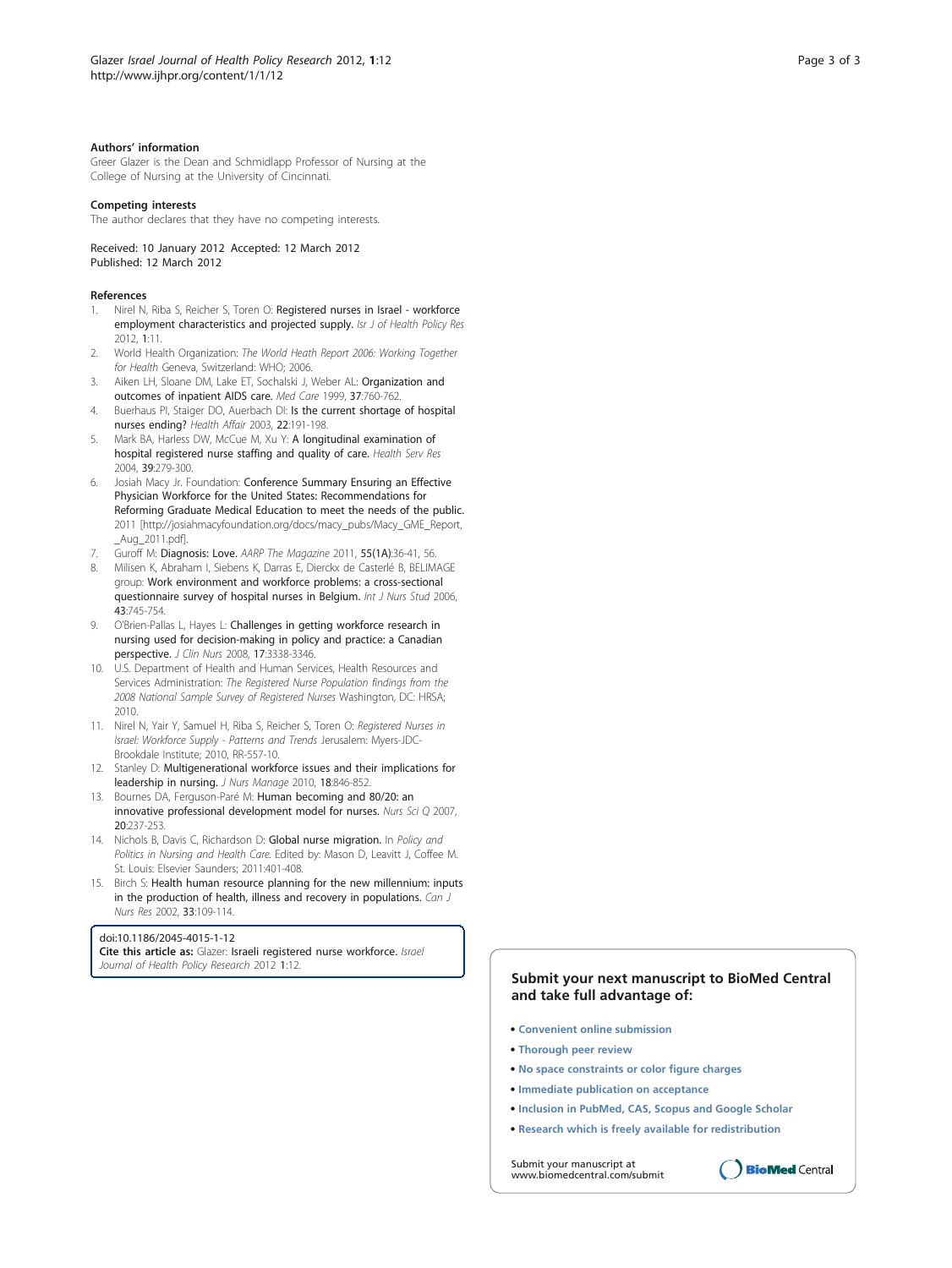#### Authors' information

Greer Glazer is the Dean and Schmidlapp Professor of Nursing at the College of Nursing at the University of Cincinnati.

#### Competing interests

The author declares that they have no competing interests.

Received: 10 January 2012 Accepted: 12 March 2012
Published: 12 March 2012

#### References

1. Nirel N, Riba S, Reicher S, Toren O: **Registered nurses in Israel - workforce employment characteristics and projected supply.** *Isr J of Health Policy Res* 2012, **1**:11.
2. World Health Organization: *The World Heath Report 2006: Working Together for Health* Geneva, Switzerland: WHO; 2006.
3. Aiken LH, Sloane DM, Lake ET, Sochalski J, Weber AL: **Organization and outcomes of inpatient AIDS care.** *Med Care* 1999, **37**:760-762.
4. Buerhaus PI, Staiger DO, Auerbach DI: **Is the current shortage of hospital nurses ending?** *Health Affair* 2003, **22**:191-198.
5. Mark BA, Harless DW, McCue M, Xu Y: **A longitudinal examination of hospital registered nurse staffing and quality of care.** *Health Serv Res* 2004, **39**:279-300.
6. Josiah Macy Jr. Foundation: **Conference Summary Ensuring an Effective Physician Workforce for the United States: Recommendations for Reforming Graduate Medical Education to meet the needs of the public.** 2011 [http://josiahmacyfoundation.org/docs/macy_pubs/Macy_GME_Report,_Aug_2011.pdf].
7. Guroff M: **Diagnosis: Love.** *AARP The Magazine* 2011, **55(1A)**:36-41, 56.
8. Milisen K, Abraham I, Siebens K, Darras E, Dierckx de Casterlé B, BELIMAGE group: **Work environment and workforce problems: a cross-sectional questionnaire survey of hospital nurses in Belgium.** *Int J Nurs Stud* 2006, **43**:745-754.
9. O'Brien-Pallas L, Hayes L: **Challenges in getting workforce research in nursing used for decision-making in policy and practice: a Canadian perspective.** *J Clin Nurs* 2008, **17**:3338-3346.
10. U.S. Department of Health and Human Services, Health Resources and Services Administration: *The Registered Nurse Population findings from the 2008 National Sample Survey of Registered Nurses* Washington, DC: HRSA; 2010.
11. Nirel N, Yair Y, Samuel H, Riba S, Reicher S, Toren O: *Registered Nurses in Israel: Workforce Supply - Patterns and Trends* Jerusalem: Myers-JDC-Brookdale Institute; 2010, RR-557-10.
12. Stanley D: **Multigenerational workforce issues and their implications for leadership in nursing.** *J Nurs Manage* 2010, **18**:846-852.
13. Bournes DA, Ferguson-Paré M: **Human becoming and 80/20: an innovative professional development model for nurses.** *Nurs Sci Q* 2007, **20**:237-253.
14. Nichols B, Davis C, Richardson D: **Global nurse migration.** In *Policy and Politics in Nursing and Health Care.* Edited by: Mason D, Leavitt J, Coffee M. St. Louis: Elsevier Saunders; 2011:401-408.
15. Birch S: **Health human resource planning for the new millennium: inputs in the production of health, illness and recovery in populations.** *Can J Nurs Res* 2002, **33**:109-114.

doi:10.1186/2045-4015-1-12
**Cite this article as:** Glazer: Israeli registered nurse workforce. *Israel Journal of Health Policy Research* 2012 **1**:12.

**Submit your next manuscript to BioMed Central and take full advantage of:**

- Convenient online submission
- Thorough peer review
- No space constraints or color figure charges
- Immediate publication on acceptance
- Inclusion in PubMed, CAS, Scopus and Google Scholar
- Research which is freely available for redistribution

Submit your manuscript at www.biomedcentral.com/submit

BioMed Central